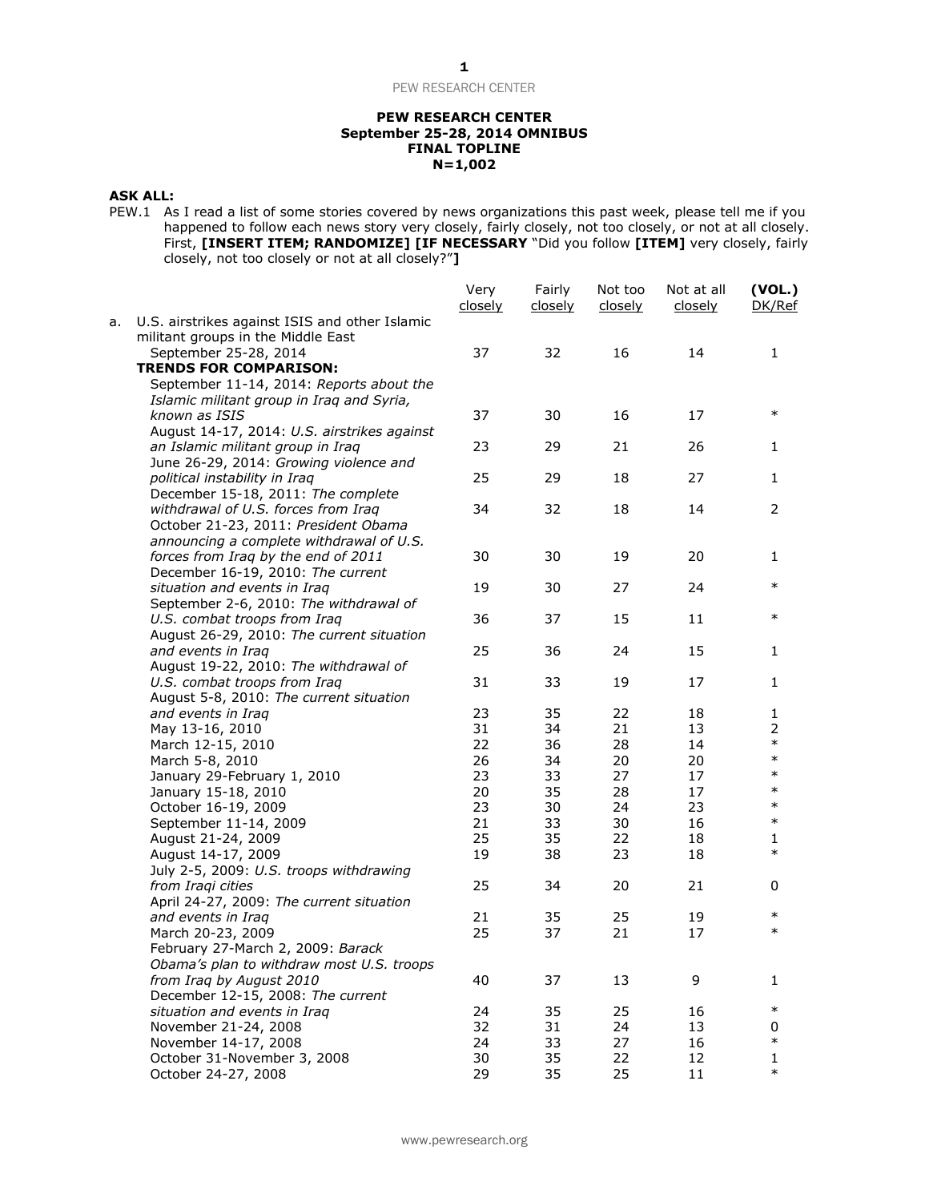**PEW RESEARCH CENTER**
**September 25-28, 2014 OMNIBUS**
**FINAL TOPLINE**
**N=1,002**

**ASK ALL:**

PEW.1 As I read a list of some stories covered by news organizations this past week, please tell me if you happened to follow each news story very closely, fairly closely, not too closely, or not at all closely. First, **[INSERT ITEM; RANDOMIZE] [IF NECESSARY** "Did you follow **[ITEM]** very closely, fairly closely, not too closely or not at all closely?"**]**

| | Very closely | Fairly closely | Not too closely | Not at all closely | (VOL.) DK/Ref |
|---|---|---|---|---|---|
| a. U.S. airstrikes against ISIS and other Islamic militant groups in the Middle East | | | | | |
| September 25-28, 2014 | 37 | 32 | 16 | 14 | 1 |
| **TRENDS FOR COMPARISON:** | | | | | |
| September 11-14, 2014: *Reports about the Islamic militant group in Iraq and Syria, known as ISIS* | 37 | 30 | 16 | 17 | * |
| August 14-17, 2014: *U.S. airstrikes against an Islamic militant group in Iraq* | 23 | 29 | 21 | 26 | 1 |
| June 26-29, 2014: *Growing violence and political instability in Iraq* | 25 | 29 | 18 | 27 | 1 |
| December 15-18, 2011: *The complete withdrawal of U.S. forces from Iraq* | 34 | 32 | 18 | 14 | 2 |
| October 21-23, 2011: *President Obama announcing a complete withdrawal of U.S. forces from Iraq by the end of 2011* | 30 | 30 | 19 | 20 | 1 |
| December 16-19, 2010: *The current situation and events in Iraq* | 19 | 30 | 27 | 24 | * |
| September 2-6, 2010: *The withdrawal of U.S. combat troops from Iraq* | 36 | 37 | 15 | 11 | * |
| August 26-29, 2010: *The current situation and events in Iraq* | 25 | 36 | 24 | 15 | 1 |
| August 19-22, 2010: *The withdrawal of U.S. combat troops from Iraq* | 31 | 33 | 19 | 17 | 1 |
| August 5-8, 2010: *The current situation and events in Iraq* | 23 | 35 | 22 | 18 | 1 |
| May 13-16, 2010 | 31 | 34 | 21 | 13 | 2 |
| March 12-15, 2010 | 22 | 36 | 28 | 14 | * |
| March 5-8, 2010 | 26 | 34 | 20 | 20 | * |
| January 29-February 1, 2010 | 23 | 33 | 27 | 17 | * |
| January 15-18, 2010 | 20 | 35 | 28 | 17 | * |
| October 16-19, 2009 | 23 | 30 | 24 | 23 | * |
| September 11-14, 2009 | 21 | 33 | 30 | 16 | * |
| August 21-24, 2009 | 25 | 35 | 22 | 18 | 1 |
| August 14-17, 2009 | 19 | 38 | 23 | 18 | * |
| July 2-5, 2009: *U.S. troops withdrawing from Iraqi cities* | 25 | 34 | 20 | 21 | 0 |
| April 24-27, 2009: *The current situation and events in Iraq* | 21 | 35 | 25 | 19 | * |
| March 20-23, 2009 | 25 | 37 | 21 | 17 | * |
| February 27-March 2, 2009: *Barack Obama's plan to withdraw most U.S. troops from Iraq by August 2010* | 40 | 37 | 13 | 9 | 1 |
| December 12-15, 2008: *The current situation and events in Iraq* | 24 | 35 | 25 | 16 | * |
| November 21-24, 2008 | 32 | 31 | 24 | 13 | 0 |
| November 14-17, 2008 | 24 | 33 | 27 | 16 | * |
| October 31-November 3, 2008 | 30 | 35 | 22 | 12 | 1 |
| October 24-27, 2008 | 29 | 35 | 25 | 11 | * |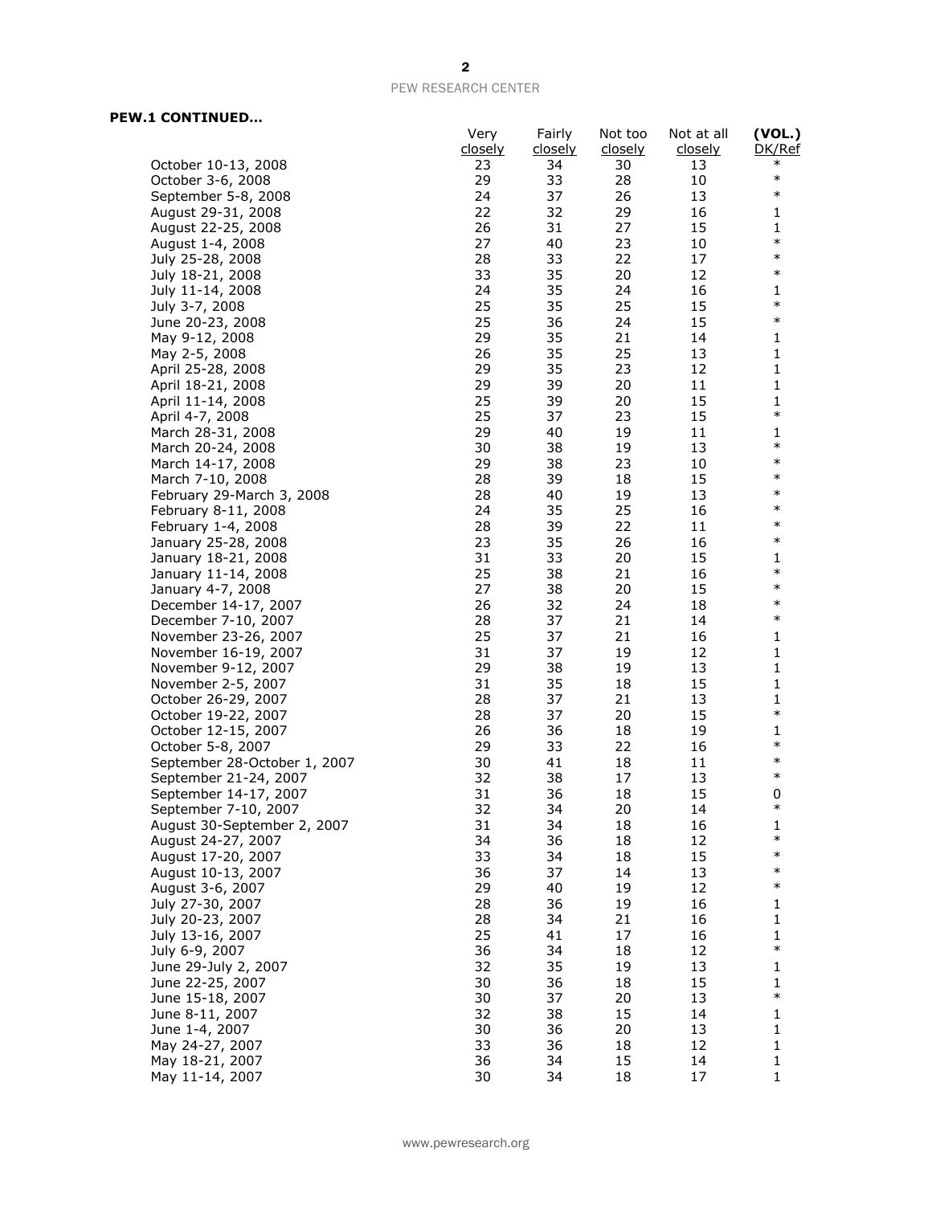**PEW.1 CONTINUED…**

| | Very closely | Fairly closely | Not too closely | Not at all closely | (VOL.) DK/Ref |
|---|---|---|---|---|---|
| October 10-13, 2008 | 23 | 34 | 30 | 13 | * |
| October 3-6, 2008 | 29 | 33 | 28 | 10 | * |
| September 5-8, 2008 | 24 | 37 | 26 | 13 | * |
| August 29-31, 2008 | 22 | 32 | 29 | 16 | 1 |
| August 22-25, 2008 | 26 | 31 | 27 | 15 | 1 |
| August 1-4, 2008 | 27 | 40 | 23 | 10 | * |
| July 25-28, 2008 | 28 | 33 | 22 | 17 | * |
| July 18-21, 2008 | 33 | 35 | 20 | 12 | * |
| July 11-14, 2008 | 24 | 35 | 24 | 16 | 1 |
| July 3-7, 2008 | 25 | 35 | 25 | 15 | * |
| June 20-23, 2008 | 25 | 36 | 24 | 15 | * |
| May 9-12, 2008 | 29 | 35 | 21 | 14 | 1 |
| May 2-5, 2008 | 26 | 35 | 25 | 13 | 1 |
| April 25-28, 2008 | 29 | 35 | 23 | 12 | 1 |
| April 18-21, 2008 | 29 | 39 | 20 | 11 | 1 |
| April 11-14, 2008 | 25 | 39 | 20 | 15 | 1 |
| April 4-7, 2008 | 25 | 37 | 23 | 15 | * |
| March 28-31, 2008 | 29 | 40 | 19 | 11 | 1 |
| March 20-24, 2008 | 30 | 38 | 19 | 13 | * |
| March 14-17, 2008 | 29 | 38 | 23 | 10 | * |
| March 7-10, 2008 | 28 | 39 | 18 | 15 | * |
| February 29-March 3, 2008 | 28 | 40 | 19 | 13 | * |
| February 8-11, 2008 | 24 | 35 | 25 | 16 | * |
| February 1-4, 2008 | 28 | 39 | 22 | 11 | * |
| January 25-28, 2008 | 23 | 35 | 26 | 16 | * |
| January 18-21, 2008 | 31 | 33 | 20 | 15 | 1 |
| January 11-14, 2008 | 25 | 38 | 21 | 16 | * |
| January 4-7, 2008 | 27 | 38 | 20 | 15 | * |
| December 14-17, 2007 | 26 | 32 | 24 | 18 | * |
| December 7-10, 2007 | 28 | 37 | 21 | 14 | * |
| November 23-26, 2007 | 25 | 37 | 21 | 16 | 1 |
| November 16-19, 2007 | 31 | 37 | 19 | 12 | 1 |
| November 9-12, 2007 | 29 | 38 | 19 | 13 | 1 |
| November 2-5, 2007 | 31 | 35 | 18 | 15 | 1 |
| October 26-29, 2007 | 28 | 37 | 21 | 13 | 1 |
| October 19-22, 2007 | 28 | 37 | 20 | 15 | * |
| October 12-15, 2007 | 26 | 36 | 18 | 19 | 1 |
| October 5-8, 2007 | 29 | 33 | 22 | 16 | * |
| September 28-October 1, 2007 | 30 | 41 | 18 | 11 | * |
| September 21-24, 2007 | 32 | 38 | 17 | 13 | * |
| September 14-17, 2007 | 31 | 36 | 18 | 15 | 0 |
| September 7-10, 2007 | 32 | 34 | 20 | 14 | * |
| August 30-September 2, 2007 | 31 | 34 | 18 | 16 | 1 |
| August 24-27, 2007 | 34 | 36 | 18 | 12 | * |
| August 17-20, 2007 | 33 | 34 | 18 | 15 | * |
| August 10-13, 2007 | 36 | 37 | 14 | 13 | * |
| August 3-6, 2007 | 29 | 40 | 19 | 12 | * |
| July 27-30, 2007 | 28 | 36 | 19 | 16 | 1 |
| July 20-23, 2007 | 28 | 34 | 21 | 16 | 1 |
| July 13-16, 2007 | 25 | 41 | 17 | 16 | 1 |
| July 6-9, 2007 | 36 | 34 | 18 | 12 | * |
| June 29-July 2, 2007 | 32 | 35 | 19 | 13 | 1 |
| June 22-25, 2007 | 30 | 36 | 18 | 15 | 1 |
| June 15-18, 2007 | 30 | 37 | 20 | 13 | * |
| June 8-11, 2007 | 32 | 38 | 15 | 14 | 1 |
| June 1-4, 2007 | 30 | 36 | 20 | 13 | 1 |
| May 24-27, 2007 | 33 | 36 | 18 | 12 | 1 |
| May 18-21, 2007 | 36 | 34 | 15 | 14 | 1 |
| May 11-14, 2007 | 30 | 34 | 18 | 17 | 1 |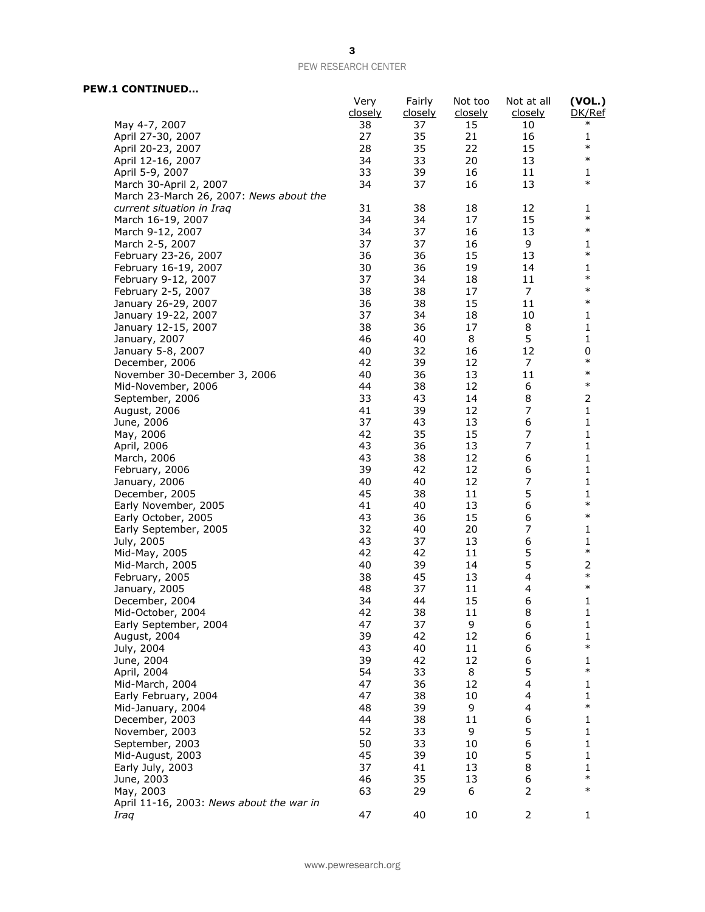**PEW.1 CONTINUED…**

| | Very closely | Fairly closely | Not too closely | Not at all closely | (VOL.) DK/Ref |
|---|---|---|---|---|---|
| May 4-7, 2007 | 38 | 37 | 15 | 10 | * |
| April 27-30, 2007 | 27 | 35 | 21 | 16 | 1 |
| April 20-23, 2007 | 28 | 35 | 22 | 15 | * |
| April 12-16, 2007 | 34 | 33 | 20 | 13 | * |
| April 5-9, 2007 | 33 | 39 | 16 | 11 | 1 |
| March 30-April 2, 2007 | 34 | 37 | 16 | 13 | * |
| March 23-March 26, 2007: *News about the current situation in Iraq* | 31 | 38 | 18 | 12 | 1 |
| March 16-19, 2007 | 34 | 34 | 17 | 15 | * |
| March 9-12, 2007 | 34 | 37 | 16 | 13 | * |
| March 2-5, 2007 | 37 | 37 | 16 | 9 | 1 |
| February 23-26, 2007 | 36 | 36 | 15 | 13 | * |
| February 16-19, 2007 | 30 | 36 | 19 | 14 | 1 |
| February 9-12, 2007 | 37 | 34 | 18 | 11 | * |
| February 2-5, 2007 | 38 | 38 | 17 | 7 | * |
| January 26-29, 2007 | 36 | 38 | 15 | 11 | * |
| January 19-22, 2007 | 37 | 34 | 18 | 10 | 1 |
| January 12-15, 2007 | 38 | 36 | 17 | 8 | 1 |
| January, 2007 | 46 | 40 | 8 | 5 | 1 |
| January 5-8, 2007 | 40 | 32 | 16 | 12 | 0 |
| December, 2006 | 42 | 39 | 12 | 7 | * |
| November 30-December 3, 2006 | 40 | 36 | 13 | 11 | * |
| Mid-November, 2006 | 44 | 38 | 12 | 6 | * |
| September, 2006 | 33 | 43 | 14 | 8 | 2 |
| August, 2006 | 41 | 39 | 12 | 7 | 1 |
| June, 2006 | 37 | 43 | 13 | 6 | 1 |
| May, 2006 | 42 | 35 | 15 | 7 | 1 |
| April, 2006 | 43 | 36 | 13 | 7 | 1 |
| March, 2006 | 43 | 38 | 12 | 6 | 1 |
| February, 2006 | 39 | 42 | 12 | 6 | 1 |
| January, 2006 | 40 | 40 | 12 | 7 | 1 |
| December, 2005 | 45 | 38 | 11 | 5 | 1 |
| Early November, 2005 | 41 | 40 | 13 | 6 | * |
| Early October, 2005 | 43 | 36 | 15 | 6 | * |
| Early September, 2005 | 32 | 40 | 20 | 7 | 1 |
| July, 2005 | 43 | 37 | 13 | 6 | 1 |
| Mid-May, 2005 | 42 | 42 | 11 | 5 | * |
| Mid-March, 2005 | 40 | 39 | 14 | 5 | 2 |
| February, 2005 | 38 | 45 | 13 | 4 | * |
| January, 2005 | 48 | 37 | 11 | 4 | * |
| December, 2004 | 34 | 44 | 15 | 6 | 1 |
| Mid-October, 2004 | 42 | 38 | 11 | 8 | 1 |
| Early September, 2004 | 47 | 37 | 9 | 6 | 1 |
| August, 2004 | 39 | 42 | 12 | 6 | 1 |
| July, 2004 | 43 | 40 | 11 | 6 | * |
| June, 2004 | 39 | 42 | 12 | 6 | 1 |
| April, 2004 | 54 | 33 | 8 | 5 | * |
| Mid-March, 2004 | 47 | 36 | 12 | 4 | 1 |
| Early February, 2004 | 47 | 38 | 10 | 4 | 1 |
| Mid-January, 2004 | 48 | 39 | 9 | 4 | * |
| December, 2003 | 44 | 38 | 11 | 6 | 1 |
| November, 2003 | 52 | 33 | 9 | 5 | 1 |
| September, 2003 | 50 | 33 | 10 | 6 | 1 |
| Mid-August, 2003 | 45 | 39 | 10 | 5 | 1 |
| Early July, 2003 | 37 | 41 | 13 | 8 | 1 |
| June, 2003 | 46 | 35 | 13 | 6 | * |
| May, 2003 | 63 | 29 | 6 | 2 | * |
| April 11-16, 2003: *News about the war in Iraq* | 47 | 40 | 10 | 2 | 1 |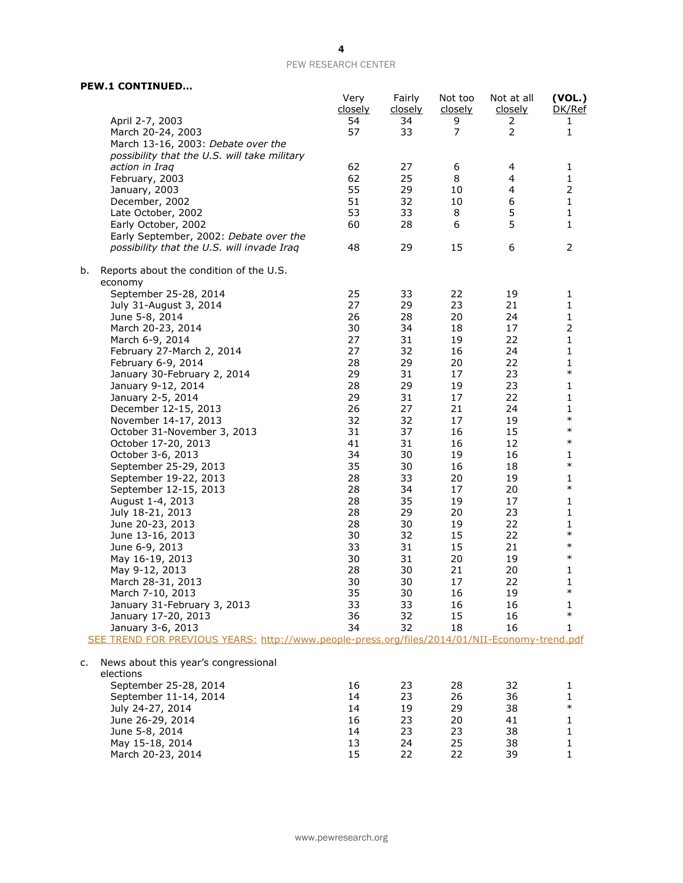**PEW.1 CONTINUED…**

| | Very closely | Fairly closely | Not too closely | Not at all closely | (VOL.) DK/Ref |
|---|---|---|---|---|---|
| April 2-7, 2003 | 54 | 34 | 9 | 2 | 1 |
| March 20-24, 2003 | 57 | 33 | 7 | 2 | 1 |
| March 13-16, 2003: *Debate over the possibility that the U.S. will take military action in Iraq* | 62 | 27 | 6 | 4 | 1 |
| February, 2003 | 62 | 25 | 8 | 4 | 1 |
| January, 2003 | 55 | 29 | 10 | 4 | 2 |
| December, 2002 | 51 | 32 | 10 | 6 | 1 |
| Late October, 2002 | 53 | 33 | 8 | 5 | 1 |
| Early October, 2002 | 60 | 28 | 6 | 5 | 1 |
| Early September, 2002: *Debate over the possibility that the U.S. will invade Iraq* | 48 | 29 | 15 | 6 | 2 |
| **b.** Reports about the condition of the U.S. economy | | | | | |
| September 25-28, 2014 | 25 | 33 | 22 | 19 | 1 |
| July 31-August 3, 2014 | 27 | 29 | 23 | 21 | 1 |
| June 5-8, 2014 | 26 | 28 | 20 | 24 | 1 |
| March 20-23, 2014 | 30 | 34 | 18 | 17 | 2 |
| March 6-9, 2014 | 27 | 31 | 19 | 22 | 1 |
| February 27-March 2, 2014 | 27 | 32 | 16 | 24 | 1 |
| February 6-9, 2014 | 28 | 29 | 20 | 22 | 1 |
| January 30-February 2, 2014 | 29 | 31 | 17 | 23 | * |
| January 9-12, 2014 | 28 | 29 | 19 | 23 | 1 |
| January 2-5, 2014 | 29 | 31 | 17 | 22 | 1 |
| December 12-15, 2013 | 26 | 27 | 21 | 24 | 1 |
| November 14-17, 2013 | 32 | 32 | 17 | 19 | * |
| October 31-November 3, 2013 | 31 | 37 | 16 | 15 | * |
| October 17-20, 2013 | 41 | 31 | 16 | 12 | * |
| October 3-6, 2013 | 34 | 30 | 19 | 16 | 1 |
| September 25-29, 2013 | 35 | 30 | 16 | 18 | * |
| September 19-22, 2013 | 28 | 33 | 20 | 19 | 1 |
| September 12-15, 2013 | 28 | 34 | 17 | 20 | * |
| August 1-4, 2013 | 28 | 35 | 19 | 17 | 1 |
| July 18-21, 2013 | 28 | 29 | 20 | 23 | 1 |
| June 20-23, 2013 | 28 | 30 | 19 | 22 | 1 |
| June 13-16, 2013 | 30 | 32 | 15 | 22 | * |
| June 6-9, 2013 | 33 | 31 | 15 | 21 | * |
| May 16-19, 2013 | 30 | 31 | 20 | 19 | * |
| May 9-12, 2013 | 28 | 30 | 21 | 20 | 1 |
| March 28-31, 2013 | 30 | 30 | 17 | 22 | 1 |
| March 7-10, 2013 | 35 | 30 | 16 | 19 | * |
| January 31-February 3, 2013 | 33 | 33 | 16 | 16 | 1 |
| January 17-20, 2013 | 36 | 32 | 15 | 16 | * |
| January 3-6, 2013 | 34 | 32 | 18 | 16 | 1 |

SEE TREND FOR PREVIOUS YEARS: http://www.people-press.org/files/2014/01/NII-Economy-trend.pdf

| | Very closely | Fairly closely | Not too closely | Not at all closely | (VOL.) DK/Ref |
|---|---|---|---|---|---|
| **c.** News about this year's congressional elections | | | | | |
| September 25-28, 2014 | 16 | 23 | 28 | 32 | 1 |
| September 11-14, 2014 | 14 | 23 | 26 | 36 | 1 |
| July 24-27, 2014 | 14 | 19 | 29 | 38 | * |
| June 26-29, 2014 | 16 | 23 | 20 | 41 | 1 |
| June 5-8, 2014 | 14 | 23 | 23 | 38 | 1 |
| May 15-18, 2014 | 13 | 24 | 25 | 38 | 1 |
| March 20-23, 2014 | 15 | 22 | 22 | 39 | 1 |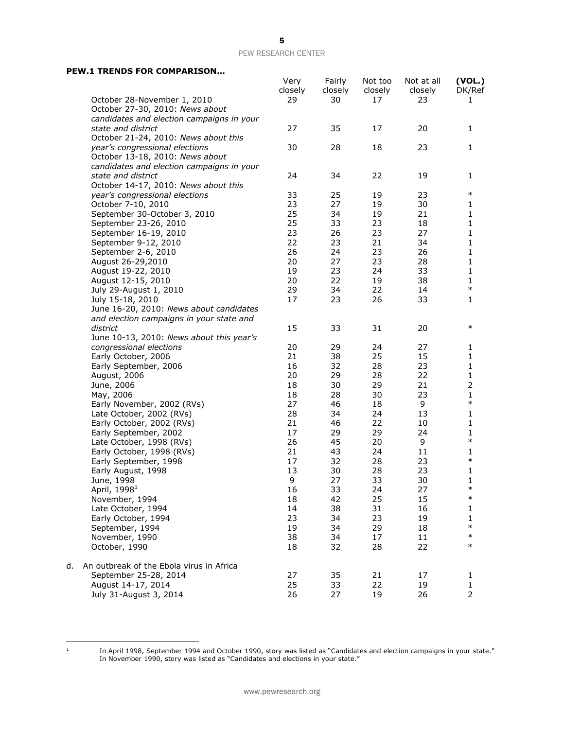**PEW.1 TRENDS FOR COMPARISON…**

| | Very closely | Fairly closely | Not too closely | Not at all closely | (VOL.) DK/Ref |
|---|---|---|---|---|---|
| October 28-November 1, 2010 | 29 | 30 | 17 | 23 | 1 |
| October 27-30, 2010: *News about candidates and election campaigns in your state and district* | 27 | 35 | 17 | 20 | 1 |
| October 21-24, 2010: *News about this year's congressional elections* | 30 | 28 | 18 | 23 | 1 |
| October 13-18, 2010: *News about candidates and election campaigns in your state and district* | 24 | 34 | 22 | 19 | 1 |
| October 14-17, 2010: *News about this year's congressional elections* | 33 | 25 | 19 | 23 | * |
| October 7-10, 2010 | 23 | 27 | 19 | 30 | 1 |
| September 30-October 3, 2010 | 25 | 34 | 19 | 21 | 1 |
| September 23-26, 2010 | 25 | 33 | 23 | 18 | 1 |
| September 16-19, 2010 | 23 | 26 | 23 | 27 | 1 |
| September 9-12, 2010 | 22 | 23 | 21 | 34 | 1 |
| September 2-6, 2010 | 26 | 24 | 23 | 26 | 1 |
| August 26-29,2010 | 20 | 27 | 23 | 28 | 1 |
| August 19-22, 2010 | 19 | 23 | 24 | 33 | 1 |
| August 12-15, 2010 | 20 | 22 | 19 | 38 | 1 |
| July 29-August 1, 2010 | 29 | 34 | 22 | 14 | * |
| July 15-18, 2010 | 17 | 23 | 26 | 33 | 1 |
| June 16-20, 2010: *News about candidates and election campaigns in your state and district* | 15 | 33 | 31 | 20 | * |
| June 10-13, 2010: *News about this year's congressional elections* | 20 | 29 | 24 | 27 | 1 |
| Early October, 2006 | 21 | 38 | 25 | 15 | 1 |
| Early September, 2006 | 16 | 32 | 28 | 23 | 1 |
| August, 2006 | 20 | 29 | 28 | 22 | 1 |
| June, 2006 | 18 | 30 | 29 | 21 | 2 |
| May, 2006 | 18 | 28 | 30 | 23 | 1 |
| Early November, 2002 (RVs) | 27 | 46 | 18 | 9 | * |
| Late October, 2002 (RVs) | 28 | 34 | 24 | 13 | 1 |
| Early October, 2002 (RVs) | 21 | 46 | 22 | 10 | 1 |
| Early September, 2002 | 17 | 29 | 29 | 24 | 1 |
| Late October, 1998 (RVs) | 26 | 45 | 20 | 9 | * |
| Early October, 1998 (RVs) | 21 | 43 | 24 | 11 | 1 |
| Early September, 1998 | 17 | 32 | 28 | 23 | * |
| Early August, 1998 | 13 | 30 | 28 | 23 | 1 |
| June, 1998 | 9 | 27 | 33 | 30 | 1 |
| April, 1998[1] | 16 | 33 | 24 | 27 | * |
| November, 1994 | 18 | 42 | 25 | 15 | * |
| Late October, 1994 | 14 | 38 | 31 | 16 | 1 |
| Early October, 1994 | 23 | 34 | 23 | 19 | 1 |
| September, 1994 | 19 | 34 | 29 | 18 | * |
| November, 1990 | 38 | 34 | 17 | 11 | * |
| October, 1990 | 18 | 32 | 28 | 22 | * |
| d. An outbreak of the Ebola virus in Africa | | | | | |
| September 25-28, 2014 | 27 | 35 | 21 | 17 | 1 |
| August 14-17, 2014 | 25 | 33 | 22 | 19 | 1 |
| July 31-August 3, 2014 | 26 | 27 | 19 | 26 | 2 |

[1] In April 1998, September 1994 and October 1990, story was listed as "Candidates and election campaigns in your state." In November 1990, story was listed as "Candidates and elections in your state."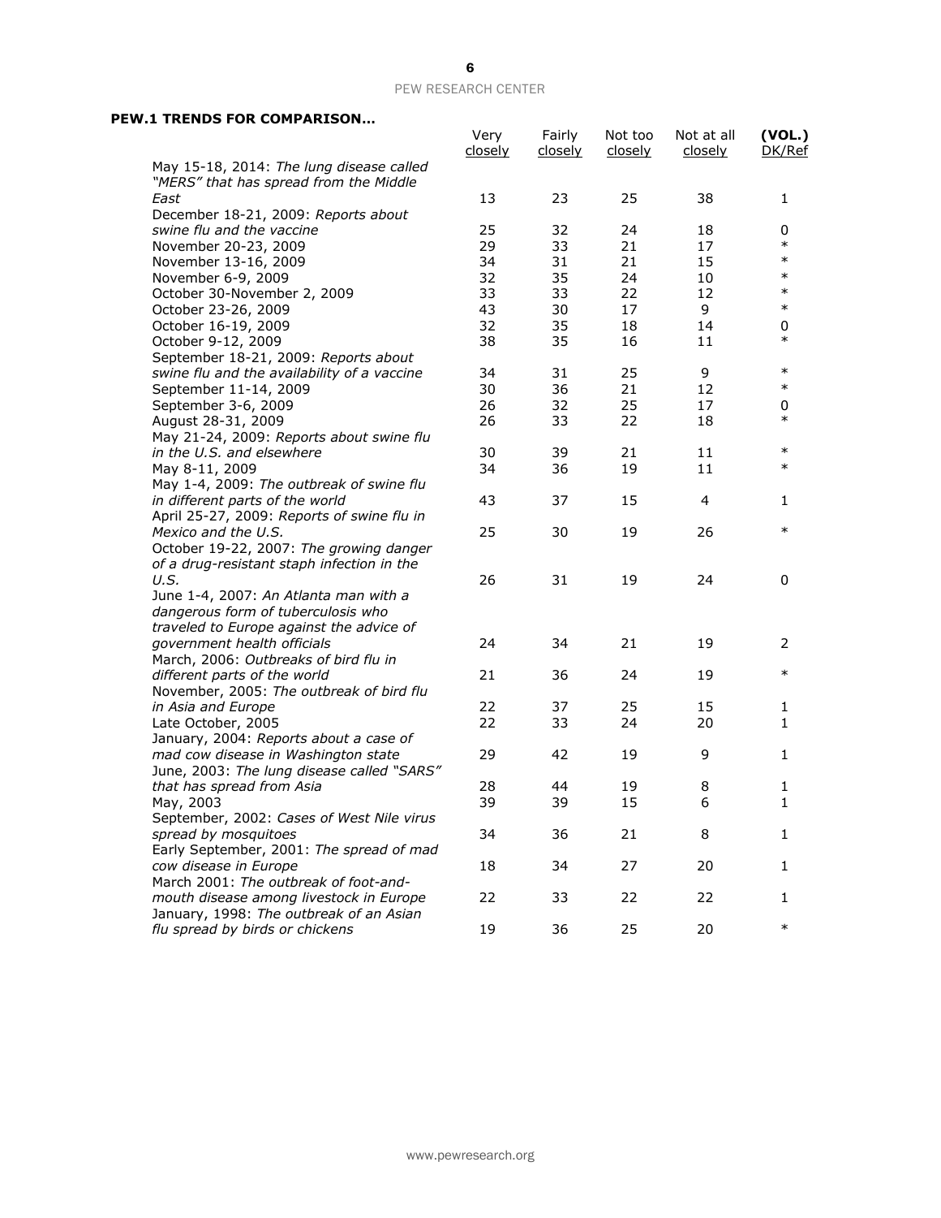**PEW.1 TRENDS FOR COMPARISON…**

| | Very closely | Fairly closely | Not too closely | Not at all closely | (VOL.) DK/Ref |
|---|---|---|---|---|---|
| May 15-18, 2014: *The lung disease called "MERS" that has spread from the Middle East* | 13 | 23 | 25 | 38 | 1 |
| December 18-21, 2009: *Reports about swine flu and the vaccine* | 25 | 32 | 24 | 18 | 0 |
| November 20-23, 2009 | 29 | 33 | 21 | 17 | * |
| November 13-16, 2009 | 34 | 31 | 21 | 15 | * |
| November 6-9, 2009 | 32 | 35 | 24 | 10 | * |
| October 30-November 2, 2009 | 33 | 33 | 22 | 12 | * |
| October 23-26, 2009 | 43 | 30 | 17 | 9 | * |
| October 16-19, 2009 | 32 | 35 | 18 | 14 | 0 |
| October 9-12, 2009 | 38 | 35 | 16 | 11 | * |
| September 18-21, 2009: *Reports about swine flu and the availability of a vaccine* | 34 | 31 | 25 | 9 | * |
| September 11-14, 2009 | 30 | 36 | 21 | 12 | * |
| September 3-6, 2009 | 26 | 32 | 25 | 17 | 0 |
| August 28-31, 2009 | 26 | 33 | 22 | 18 | * |
| May 21-24, 2009: *Reports about swine flu in the U.S. and elsewhere* | 30 | 39 | 21 | 11 | * |
| May 8-11, 2009 | 34 | 36 | 19 | 11 | * |
| May 1-4, 2009: *The outbreak of swine flu in different parts of the world* | 43 | 37 | 15 | 4 | 1 |
| April 25-27, 2009: *Reports of swine flu in Mexico and the U.S.* | 25 | 30 | 19 | 26 | * |
| October 19-22, 2007: *The growing danger of a drug-resistant staph infection in the U.S.* | 26 | 31 | 19 | 24 | 0 |
| June 1-4, 2007: *An Atlanta man with a dangerous form of tuberculosis who traveled to Europe against the advice of government health officials* | 24 | 34 | 21 | 19 | 2 |
| March, 2006: *Outbreaks of bird flu in different parts of the world* | 21 | 36 | 24 | 19 | * |
| November, 2005: *The outbreak of bird flu in Asia and Europe* | 22 | 37 | 25 | 15 | 1 |
| Late October, 2005 | 22 | 33 | 24 | 20 | 1 |
| January, 2004: *Reports about a case of mad cow disease in Washington state* | 29 | 42 | 19 | 9 | 1 |
| June, 2003: *The lung disease called "SARS" that has spread from Asia* | 28 | 44 | 19 | 8 | 1 |
| May, 2003 | 39 | 39 | 15 | 6 | 1 |
| September, 2002: *Cases of West Nile virus spread by mosquitoes* | 34 | 36 | 21 | 8 | 1 |
| Early September, 2001: *The spread of mad cow disease in Europe* | 18 | 34 | 27 | 20 | 1 |
| March 2001: *The outbreak of foot-and-mouth disease among livestock in Europe* | 22 | 33 | 22 | 22 | 1 |
| January, 1998: *The outbreak of an Asian flu spread by birds or chickens* | 19 | 36 | 25 | 20 | * |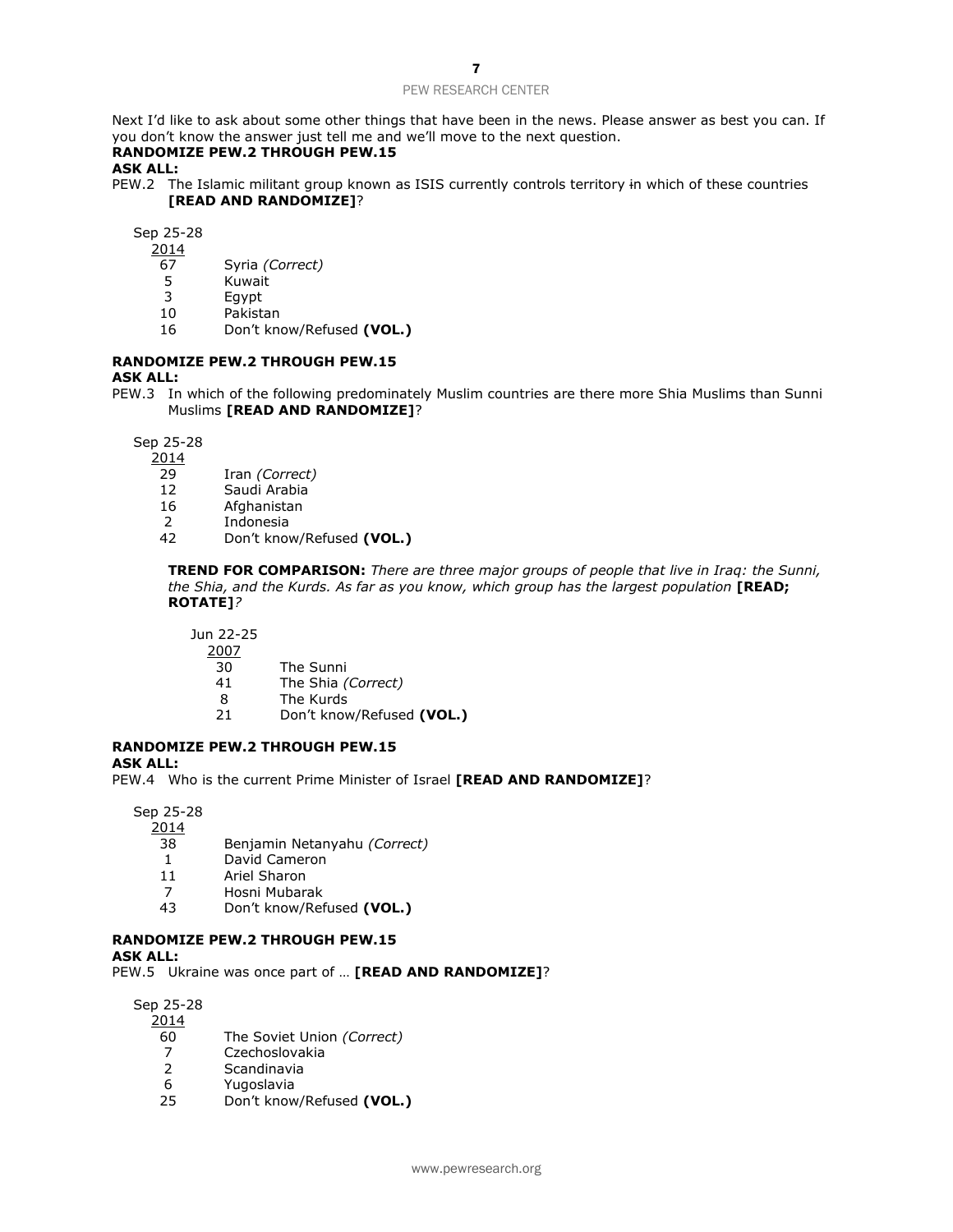Next I'd like to ask about some other things that have been in the news. Please answer as best you can. If you don't know the answer just tell me and we'll move to the next question.

**RANDOMIZE PEW.2 THROUGH PEW.15**

**ASK ALL:**

PEW.2 The Islamic militant group known as ISIS currently controls territory ~~i~~n which of these countries **[READ AND RANDOMIZE]**?

| Sep 25-28 2014 | |
|---|---|
| 67 | Syria *(Correct)* |
| 5 | Kuwait |
| 3 | Egypt |
| 10 | Pakistan |
| 16 | Don't know/Refused **(VOL.)** |

**RANDOMIZE PEW.2 THROUGH PEW.15**

**ASK ALL:**

PEW.3 In which of the following predominately Muslim countries are there more Shia Muslims than Sunni Muslims **[READ AND RANDOMIZE]**?

| Sep 25-28 2014 | |
|---|---|
| 29 | Iran *(Correct)* |
| 12 | Saudi Arabia |
| 16 | Afghanistan |
| 2 | Indonesia |
| 42 | Don't know/Refused **(VOL.)** |

**TREND FOR COMPARISON:** *There are three major groups of people that live in Iraq: the Sunni, the Shia, and the Kurds. As far as you know, which group has the largest population* **[READ; ROTATE]***?*

| Jun 22-25 2007 | |
|---|---|
| 30 | The Sunni |
| 41 | The Shia *(Correct)* |
| 8 | The Kurds |
| 21 | Don't know/Refused **(VOL.)** |

**RANDOMIZE PEW.2 THROUGH PEW.15**

**ASK ALL:**

PEW.4 Who is the current Prime Minister of Israel **[READ AND RANDOMIZE]**?

| Sep 25-28 2014 | |
|---|---|
| 38 | Benjamin Netanyahu *(Correct)* |
| 1 | David Cameron |
| 11 | Ariel Sharon |
| 7 | Hosni Mubarak |
| 43 | Don't know/Refused **(VOL.)** |

**RANDOMIZE PEW.2 THROUGH PEW.15**

**ASK ALL:**

PEW.5 Ukraine was once part of … **[READ AND RANDOMIZE]**?

| Sep 25-28 2014 | |
|---|---|
| 60 | The Soviet Union *(Correct)* |
| 7 | Czechoslovakia |
| 2 | Scandinavia |
| 6 | Yugoslavia |
| 25 | Don't know/Refused **(VOL.)** |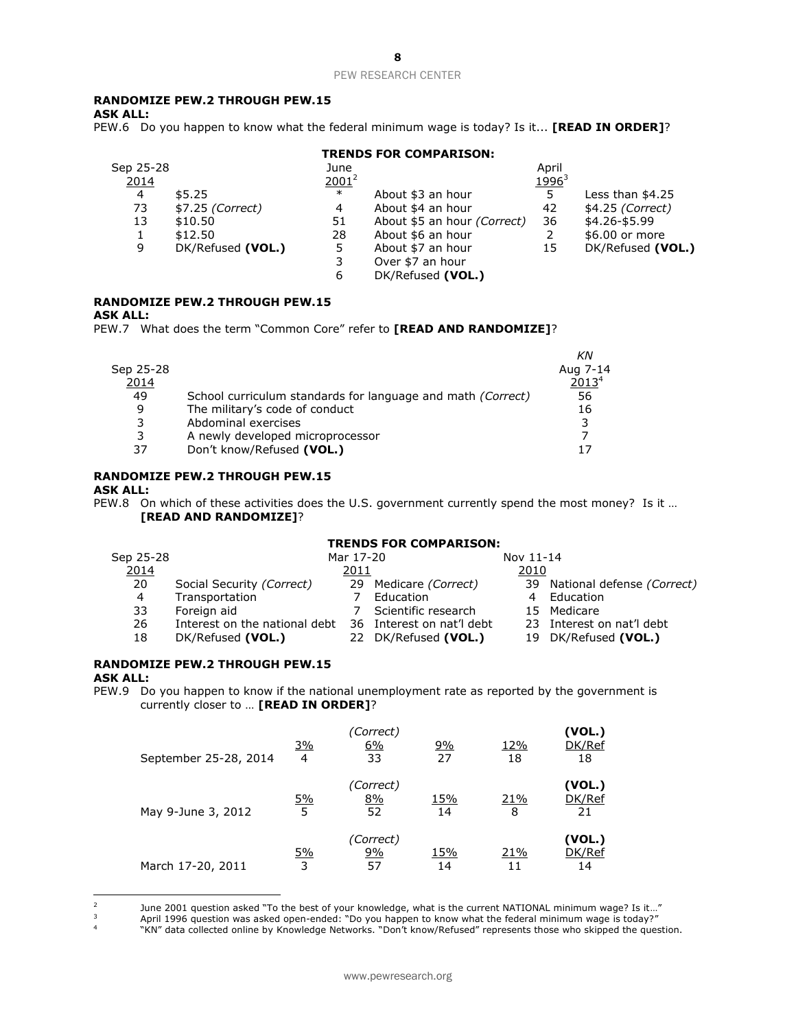**RANDOMIZE PEW.2 THROUGH PEW.15**

**ASK ALL:**

PEW.6 Do you happen to know what the federal minimum wage is today? Is it... **[READ IN ORDER]**?

**TRENDS FOR COMPARISON:**

| Sep 25-28 2014 | | June 2001[2] | | April 1996[3] | |
|---|---|---|---|---|---|
| 4 | $5.25 | * | About $3 an hour | 5 | Less than $4.25 |
| 73 | $7.25 *(Correct)* | 4 | About $4 an hour | 42 | $4.25 *(Correct)* |
| 13 | $10.50 | 51 | About $5 an hour *(Correct)* | 36 | $4.26-$5.99 |
| 1 | $12.50 | 28 | About $6 an hour | 2 | $6.00 or more |
| 9 | DK/Refused **(VOL.)** | 5 | About $7 an hour | 15 | DK/Refused **(VOL.)** |
| | | 3 | Over $7 an hour | | |
| | | 6 | DK/Refused **(VOL.)** | | |

**RANDOMIZE PEW.2 THROUGH PEW.15**

**ASK ALL:**

PEW.7 What does the term "Common Core" refer to **[READ AND RANDOMIZE]**?

| Sep 25-28 2014 | | *KN* Aug 7-14 2013[4] |
|---|---|---|
| 49 | School curriculum standards for language and math *(Correct)* | 56 |
| 9 | The military's code of conduct | 16 |
| 3 | Abdominal exercises | 3 |
| 3 | A newly developed microprocessor | 7 |
| 37 | Don't know/Refused **(VOL.)** | 17 |

**RANDOMIZE PEW.2 THROUGH PEW.15**

**ASK ALL:**

PEW.8 On which of these activities does the U.S. government currently spend the most money? Is it … **[READ AND RANDOMIZE]**?

**TRENDS FOR COMPARISON:**

| Sep 25-28 2014 | | Mar 17-20 2011 | | Nov 11-14 2010 | |
|---|---|---|---|---|---|
| 20 | Social Security *(Correct)* | 29 | Medicare *(Correct)* | 39 | National defense *(Correct)* |
| 4 | Transportation | 7 | Education | 4 | Education |
| 33 | Foreign aid | 7 | Scientific research | 15 | Medicare |
| 26 | Interest on the national debt | 36 | Interest on nat'l debt | 23 | Interest on nat'l debt |
| 18 | DK/Refused **(VOL.)** | 22 | DK/Refused **(VOL.)** | 19 | DK/Refused **(VOL.)** |

**RANDOMIZE PEW.2 THROUGH PEW.15**

**ASK ALL:**

PEW.9 Do you happen to know if the national unemployment rate as reported by the government is currently closer to … **[READ IN ORDER]**?

| | 3% | *(Correct)* 6% | 9% | 12% | **(VOL.)** DK/Ref |
|---|---|---|---|---|---|
| September 25-28, 2014 | 4 | 33 | 27 | 18 | 18 |

| | 5% | *(Correct)* 8% | 15% | 21% | **(VOL.)** DK/Ref |
|---|---|---|---|---|---|
| May 9-June 3, 2012 | 5 | 52 | 14 | 8 | 21 |

| | 5% | *(Correct)* 9% | 15% | 21% | **(VOL.)** DK/Ref |
|---|---|---|---|---|---|
| March 17-20, 2011 | 3 | 57 | 14 | 11 | 14 |

[2] June 2001 question asked "To the best of your knowledge, what is the current NATIONAL minimum wage? Is it…"

[3] April 1996 question was asked open-ended: "Do you happen to know what the federal minimum wage is today?"

[4] "KN" data collected online by Knowledge Networks. "Don't know/Refused" represents those who skipped the question.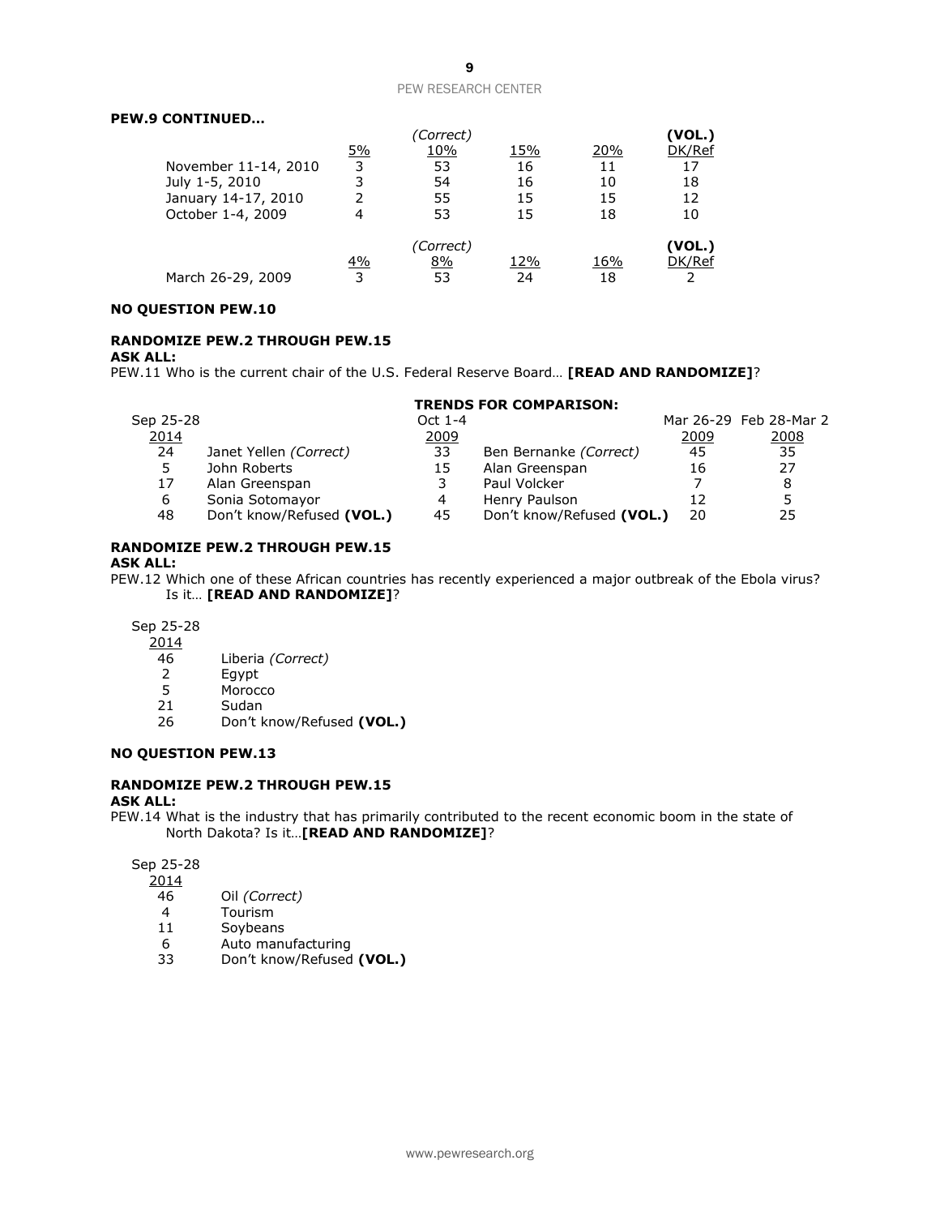**PEW.9 CONTINUED…**

| | 5% | (Correct) 10% | 15% | 20% | (VOL.) DK/Ref |
|---|---|---|---|---|---|
| November 11-14, 2010 | 3 | 53 | 16 | 11 | 17 |
| July 1-5, 2010 | 3 | 54 | 16 | 10 | 18 |
| January 14-17, 2010 | 2 | 55 | 15 | 15 | 12 |
| October 1-4, 2009 | 4 | 53 | 15 | 18 | 10 |

| | 4% | (Correct) 8% | 12% | 16% | (VOL.) DK/Ref |
|---|---|---|---|---|---|
| March 26-29, 2009 | 3 | 53 | 24 | 18 | 2 |

**NO QUESTION PEW.10**

**RANDOMIZE PEW.2 THROUGH PEW.15**
**ASK ALL:**
PEW.11 Who is the current chair of the U.S. Federal Reserve Board… **[READ AND RANDOMIZE]**?

| Sep 25-28 2014 | | **TRENDS FOR COMPARISON:** Oct 1-4 2009 | | Mar 26-29 2009 | Feb 28-Mar 2 2008 |
|---|---|---|---|---|---|
| 24 | Janet Yellen *(Correct)* | 33 | Ben Bernanke *(Correct)* | 45 | 35 |
| 5 | John Roberts | 15 | Alan Greenspan | 16 | 27 |
| 17 | Alan Greenspan | 3 | Paul Volcker | 7 | 8 |
| 6 | Sonia Sotomayor | 4 | Henry Paulson | 12 | 5 |
| 48 | Don't know/Refused **(VOL.)** | 45 | Don't know/Refused **(VOL.)** | 20 | 25 |

**RANDOMIZE PEW.2 THROUGH PEW.15**
**ASK ALL:**
PEW.12 Which one of these African countries has recently experienced a major outbreak of the Ebola virus? Is it… **[READ AND RANDOMIZE]**?

| Sep 25-28 2014 | |
|---|---|
| 46 | Liberia *(Correct)* |
| 2 | Egypt |
| 5 | Morocco |
| 21 | Sudan |
| 26 | Don't know/Refused **(VOL.)** |

**NO QUESTION PEW.13**

**RANDOMIZE PEW.2 THROUGH PEW.15**
**ASK ALL:**
PEW.14 What is the industry that has primarily contributed to the recent economic boom in the state of North Dakota? Is it…**[READ AND RANDOMIZE]**?

| Sep 25-28 2014 | |
|---|---|
| 46 | Oil *(Correct)* |
| 4 | Tourism |
| 11 | Soybeans |
| 6 | Auto manufacturing |
| 33 | Don't know/Refused **(VOL.)** |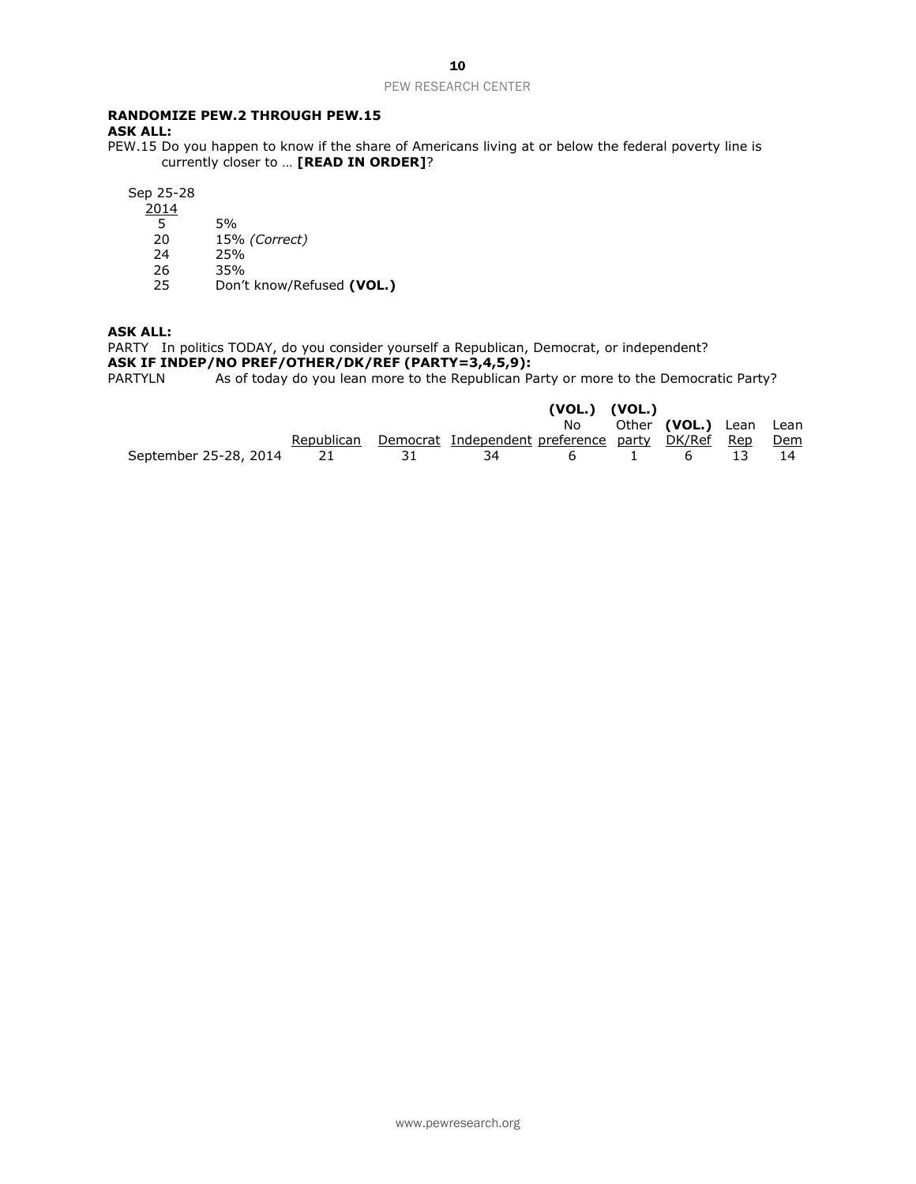**RANDOMIZE PEW.2 THROUGH PEW.15**

**ASK ALL:**

PEW.15 Do you happen to know if the share of Americans living at or below the federal poverty line is currently closer to … **[READ IN ORDER]**?

| Sep 25-28 2014 | |
|---|---|
| 5 | 5% |
| 20 | 15% *(Correct)* |
| 24 | 25% |
| 26 | 35% |
| 25 | Don't know/Refused **(VOL.)** |

**ASK ALL:**

PARTY In politics TODAY, do you consider yourself a Republican, Democrat, or independent?

**ASK IF INDEP/NO PREF/OTHER/DK/REF (PARTY=3,4,5,9):**

PARTYLN As of today do you lean more to the Republican Party or more to the Democratic Party?

| | Republican | Democrat | Independent | (VOL.) No preference | (VOL.) Other party | **(VOL.)** DK/Ref | Lean Rep | Lean Dem |
|---|---|---|---|---|---|---|---|---|
| September 25-28, 2014 | 21 | 31 | 34 | 6 | 1 | 6 | 13 | 14 |